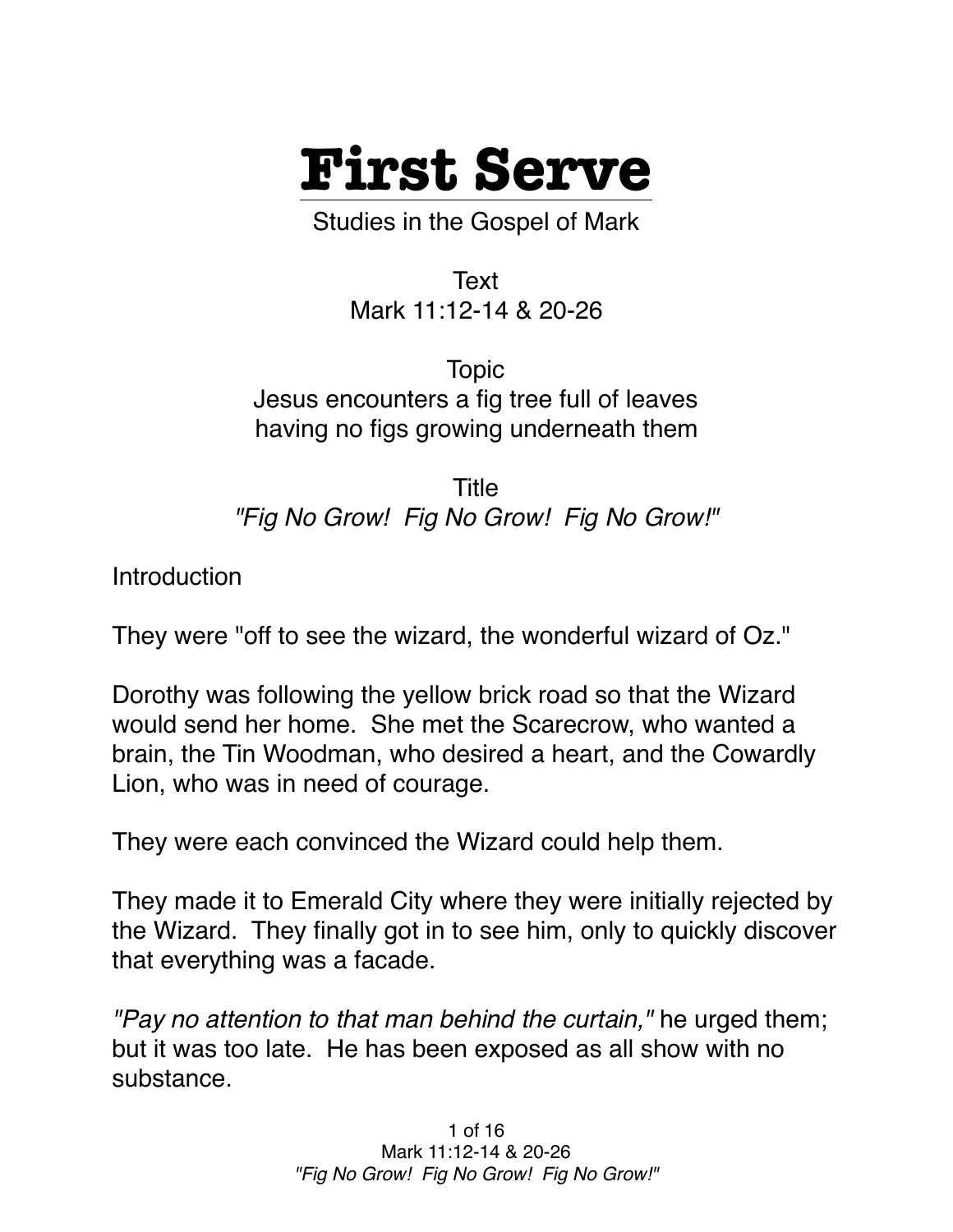# First Serve

Studies in the Gospel of Mark

Text
Mark 11:12-14 & 20-26

Topic
Jesus encounters a fig tree full of leaves having no figs growing underneath them

Title
*"Fig No Grow! Fig No Grow! Fig No Grow!"*

Introduction

They were "off to see the wizard, the wonderful wizard of Oz."

Dorothy was following the yellow brick road so that the Wizard would send her home. She met the Scarecrow, who wanted a brain, the Tin Woodman, who desired a heart, and the Cowardly Lion, who was in need of courage.

They were each convinced the Wizard could help them.

They made it to Emerald City where they were initially rejected by the Wizard. They finally got in to see him, only to quickly discover that everything was a facade.

*"Pay no attention to that man behind the curtain,"* he urged them; but it was too late. He has been exposed as all show with no substance.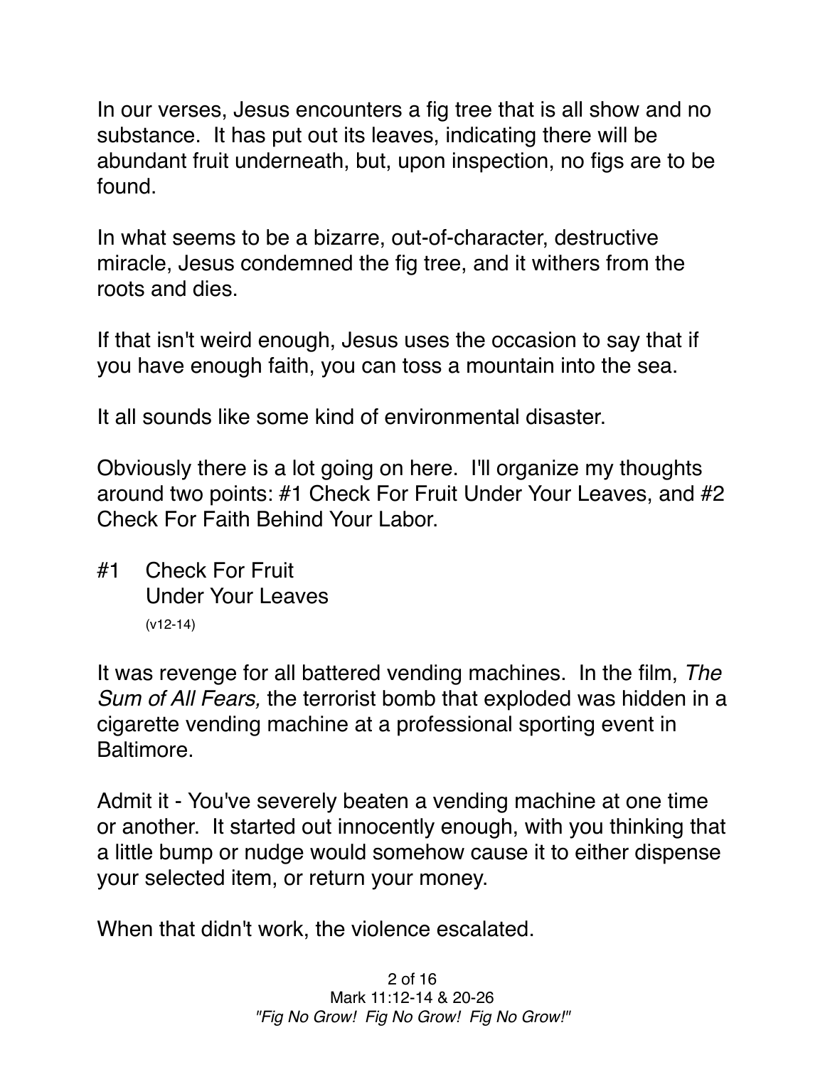In our verses, Jesus encounters a fig tree that is all show and no substance. It has put out its leaves, indicating there will be abundant fruit underneath, but, upon inspection, no figs are to be found.

In what seems to be a bizarre, out-of-character, destructive miracle, Jesus condemned the fig tree, and it withers from the roots and dies.

If that isn't weird enough, Jesus uses the occasion to say that if you have enough faith, you can toss a mountain into the sea.

It all sounds like some kind of environmental disaster.

Obviously there is a lot going on here. I'll organize my thoughts around two points: #1 Check For Fruit Under Your Leaves, and #2 Check For Faith Behind Your Labor.

## #1 Check For Fruit Under Your Leaves

(v12-14)

It was revenge for all battered vending machines. In the film, *The Sum of All Fears,* the terrorist bomb that exploded was hidden in a cigarette vending machine at a professional sporting event in Baltimore.

Admit it - You've severely beaten a vending machine at one time or another. It started out innocently enough, with you thinking that a little bump or nudge would somehow cause it to either dispense your selected item, or return your money.

When that didn't work, the violence escalated.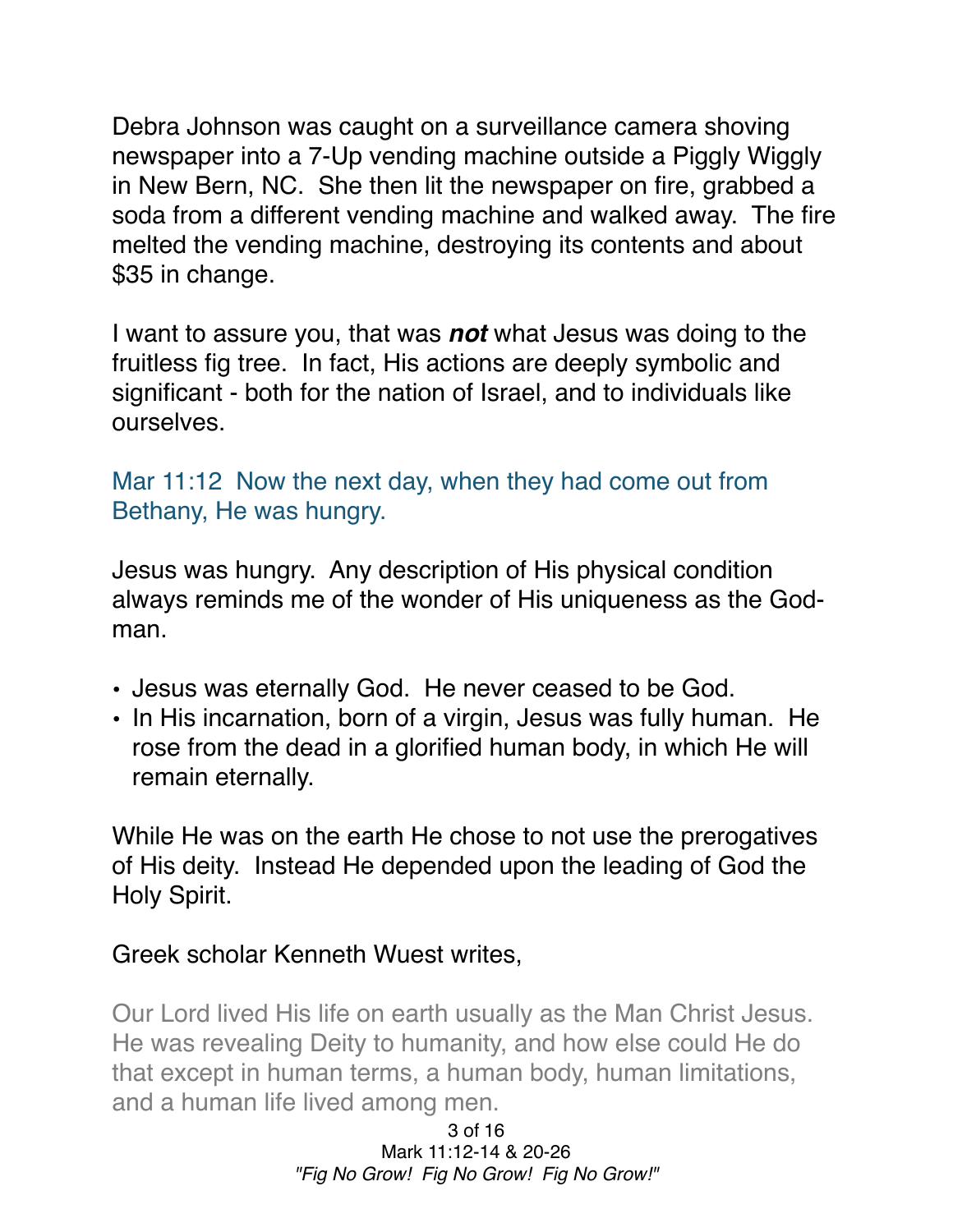Debra Johnson was caught on a surveillance camera shoving newspaper into a 7-Up vending machine outside a Piggly Wiggly in New Bern, NC. She then lit the newspaper on fire, grabbed a soda from a different vending machine and walked away. The fire melted the vending machine, destroying its contents and about $35 in change.

I want to assure you, that was ***not*** what Jesus was doing to the fruitless fig tree. In fact, His actions are deeply symbolic and significant - both for the nation of Israel, and to individuals like ourselves.

Mar 11:12 Now the next day, when they had come out from Bethany, He was hungry.

Jesus was hungry. Any description of His physical condition always reminds me of the wonder of His uniqueness as the God-man.

- Jesus was eternally God. He never ceased to be God.
- In His incarnation, born of a virgin, Jesus was fully human. He rose from the dead in a glorified human body, in which He will remain eternally.

While He was on the earth He chose to not use the prerogatives of His deity. Instead He depended upon the leading of God the Holy Spirit.

Greek scholar Kenneth Wuest writes,

> Our Lord lived His life on earth usually as the Man Christ Jesus. He was revealing Deity to humanity, and how else could He do that except in human terms, a human body, human limitations, and a human life lived among men.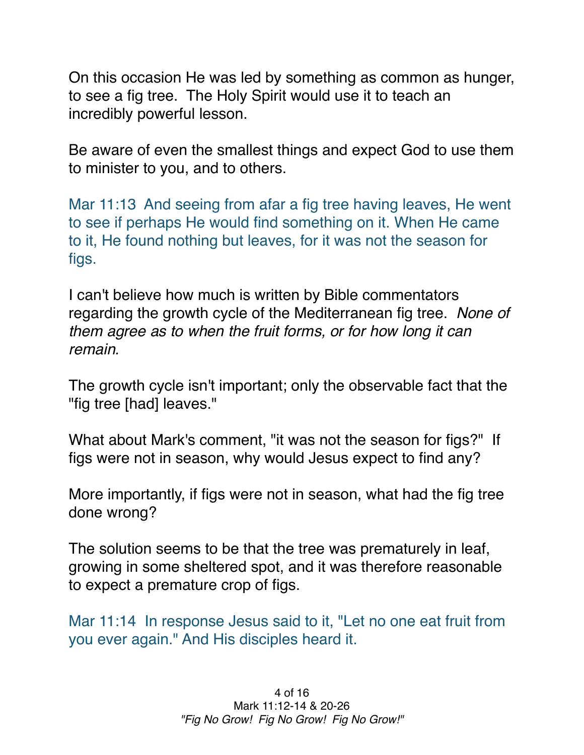On this occasion He was led by something as common as hunger, to see a fig tree. The Holy Spirit would use it to teach an incredibly powerful lesson.

Be aware of even the smallest things and expect God to use them to minister to you, and to others.

Mar 11:13 And seeing from afar a fig tree having leaves, He went to see if perhaps He would find something on it. When He came to it, He found nothing but leaves, for it was not the season for figs.

I can't believe how much is written by Bible commentators regarding the growth cycle of the Mediterranean fig tree. *None of them agree as to when the fruit forms, or for how long it can remain.*

The growth cycle isn't important; only the observable fact that the "fig tree [had] leaves."

What about Mark's comment, "it was not the season for figs?" If figs were not in season, why would Jesus expect to find any?

More importantly, if figs were not in season, what had the fig tree done wrong?

The solution seems to be that the tree was prematurely in leaf, growing in some sheltered spot, and it was therefore reasonable to expect a premature crop of figs.

Mar 11:14 In response Jesus said to it, "Let no one eat fruit from you ever again." And His disciples heard it.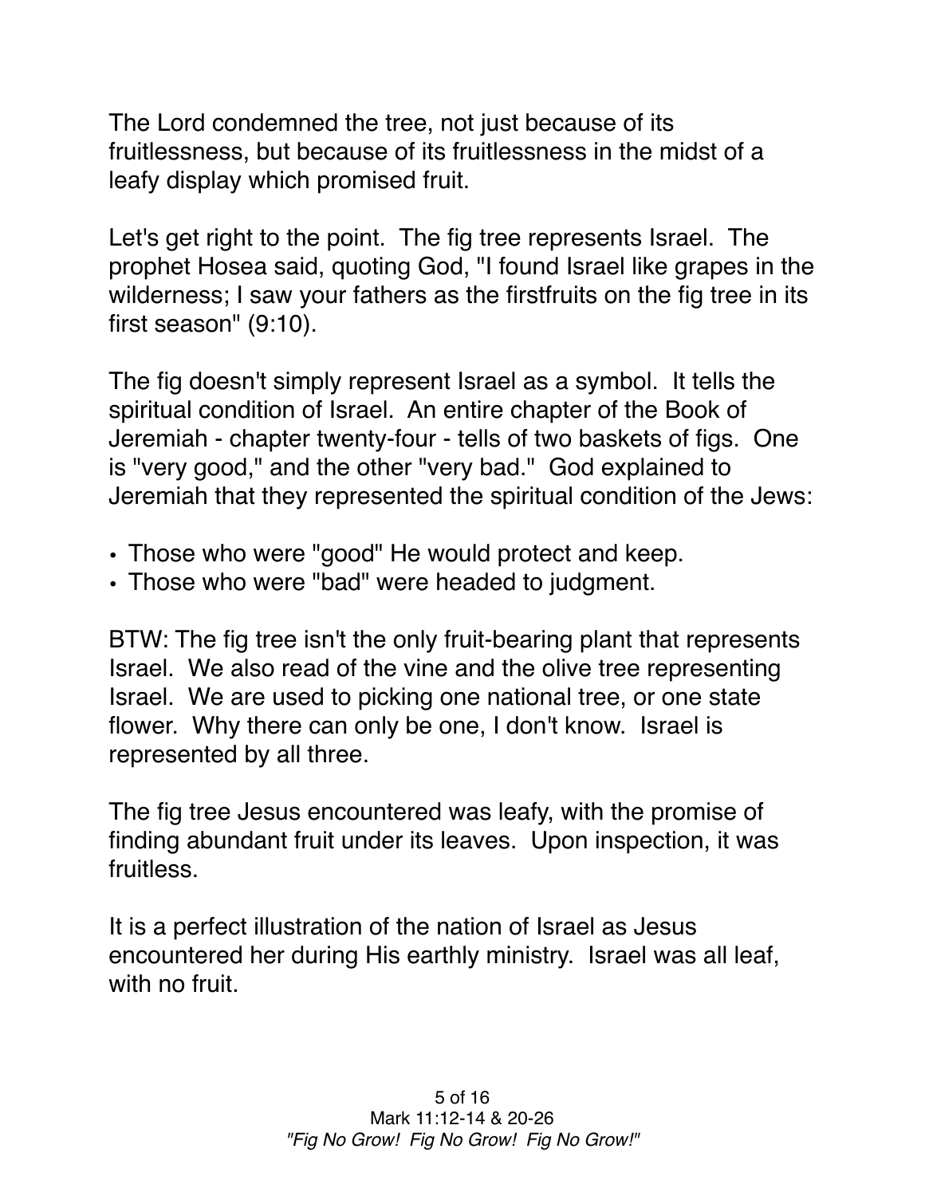The Lord condemned the tree, not just because of its fruitlessness, but because of its fruitlessness in the midst of a leafy display which promised fruit.

Let's get right to the point. The fig tree represents Israel. The prophet Hosea said, quoting God, "I found Israel like grapes in the wilderness; I saw your fathers as the firstfruits on the fig tree in its first season" (9:10).

The fig doesn't simply represent Israel as a symbol. It tells the spiritual condition of Israel. An entire chapter of the Book of Jeremiah - chapter twenty-four - tells of two baskets of figs. One is "very good," and the other "very bad." God explained to Jeremiah that they represented the spiritual condition of the Jews:

- Those who were "good" He would protect and keep.
- Those who were "bad" were headed to judgment.

BTW: The fig tree isn't the only fruit-bearing plant that represents Israel. We also read of the vine and the olive tree representing Israel. We are used to picking one national tree, or one state flower. Why there can only be one, I don't know. Israel is represented by all three.

The fig tree Jesus encountered was leafy, with the promise of finding abundant fruit under its leaves. Upon inspection, it was fruitless.

It is a perfect illustration of the nation of Israel as Jesus encountered her during His earthly ministry. Israel was all leaf, with no fruit.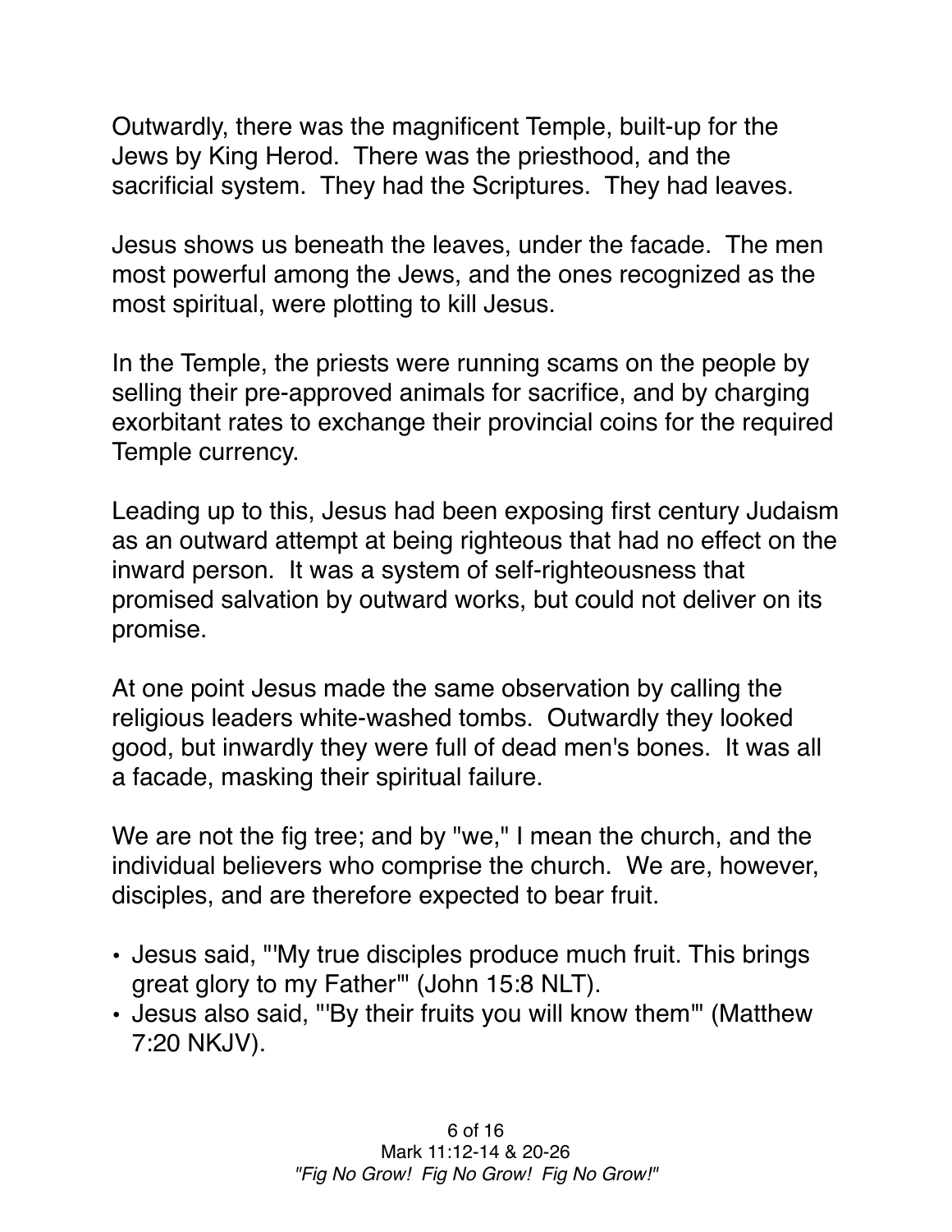Outwardly, there was the magnificent Temple, built-up for the Jews by King Herod. There was the priesthood, and the sacrificial system. They had the Scriptures. They had leaves.

Jesus shows us beneath the leaves, under the facade. The men most powerful among the Jews, and the ones recognized as the most spiritual, were plotting to kill Jesus.

In the Temple, the priests were running scams on the people by selling their pre-approved animals for sacrifice, and by charging exorbitant rates to exchange their provincial coins for the required Temple currency.

Leading up to this, Jesus had been exposing first century Judaism as an outward attempt at being righteous that had no effect on the inward person. It was a system of self-righteousness that promised salvation by outward works, but could not deliver on its promise.

At one point Jesus made the same observation by calling the religious leaders white-washed tombs. Outwardly they looked good, but inwardly they were full of dead men's bones. It was all a facade, masking their spiritual failure.

We are not the fig tree; and by "we," I mean the church, and the individual believers who comprise the church. We are, however, disciples, and are therefore expected to bear fruit.

- Jesus said, "'My true disciples produce much fruit. This brings great glory to my Father'" (John 15:8 NLT).
- Jesus also said, "'By their fruits you will know them'" (Matthew 7:20 NKJV).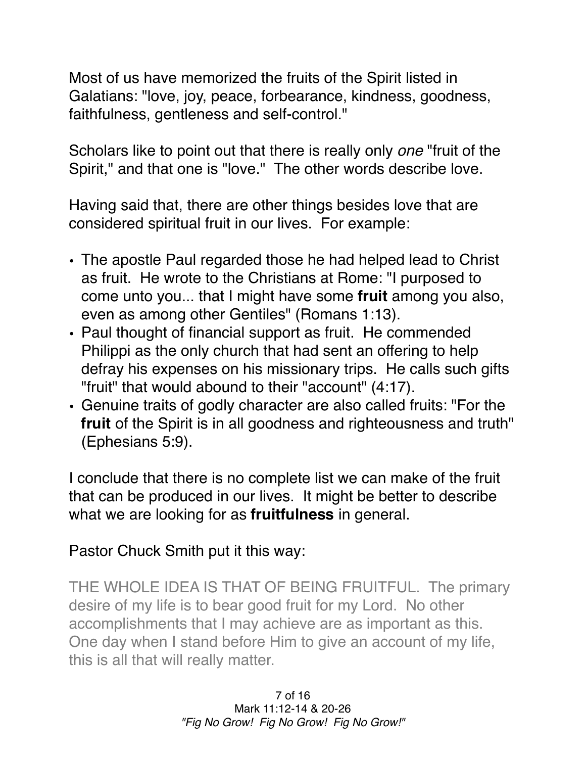Most of us have memorized the fruits of the Spirit listed in Galatians: "love, joy, peace, forbearance, kindness, goodness, faithfulness, gentleness and self-control."

Scholars like to point out that there is really only *one* "fruit of the Spirit," and that one is "love." The other words describe love.

Having said that, there are other things besides love that are considered spiritual fruit in our lives. For example:

- The apostle Paul regarded those he had helped lead to Christ as fruit. He wrote to the Christians at Rome: "I purposed to come unto you... that I might have some **fruit** among you also, even as among other Gentiles" (Romans 1:13).
- Paul thought of financial support as fruit. He commended Philippi as the only church that had sent an offering to help defray his expenses on his missionary trips. He calls such gifts "fruit" that would abound to their "account" (4:17).
- Genuine traits of godly character are also called fruits: "For the **fruit** of the Spirit is in all goodness and righteousness and truth" (Ephesians 5:9).

I conclude that there is no complete list we can make of the fruit that can be produced in our lives. It might be better to describe what we are looking for as **fruitfulness** in general.

Pastor Chuck Smith put it this way:

> THE WHOLE IDEA IS THAT OF BEING FRUITFUL. The primary desire of my life is to bear good fruit for my Lord. No other accomplishments that I may achieve are as important as this. One day when I stand before Him to give an account of my life, this is all that will really matter.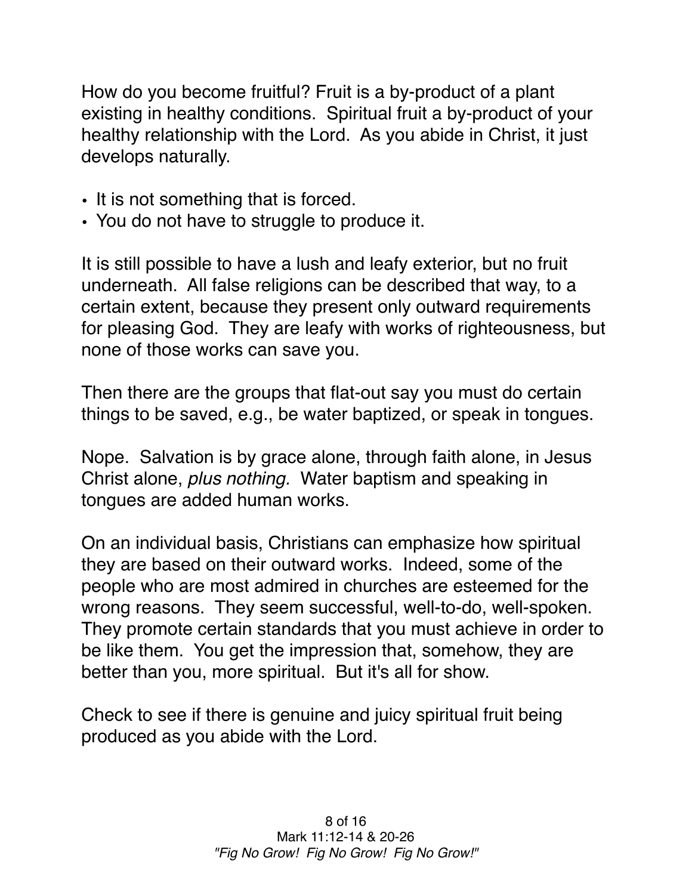How do you become fruitful? Fruit is a by-product of a plant existing in healthy conditions. Spiritual fruit a by-product of your healthy relationship with the Lord. As you abide in Christ, it just develops naturally.

- It is not something that is forced.
- You do not have to struggle to produce it.

It is still possible to have a lush and leafy exterior, but no fruit underneath. All false religions can be described that way, to a certain extent, because they present only outward requirements for pleasing God. They are leafy with works of righteousness, but none of those works can save you.

Then there are the groups that flat-out say you must do certain things to be saved, e.g., be water baptized, or speak in tongues.

Nope. Salvation is by grace alone, through faith alone, in Jesus Christ alone, *plus nothing.* Water baptism and speaking in tongues are added human works.

On an individual basis, Christians can emphasize how spiritual they are based on their outward works. Indeed, some of the people who are most admired in churches are esteemed for the wrong reasons. They seem successful, well-to-do, well-spoken. They promote certain standards that you must achieve in order to be like them. You get the impression that, somehow, they are better than you, more spiritual. But it's all for show.

Check to see if there is genuine and juicy spiritual fruit being produced as you abide with the Lord.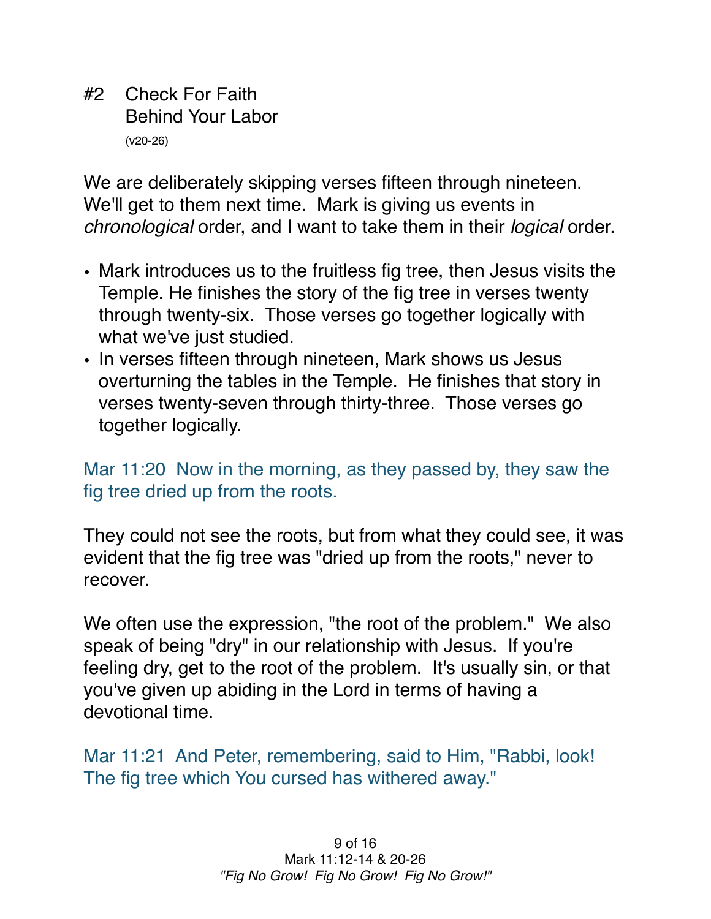## #2 Check For Faith Behind Your Labor

(v20-26)

We are deliberately skipping verses fifteen through nineteen. We'll get to them next time. Mark is giving us events in *chronological* order, and I want to take them in their *logical* order.

- Mark introduces us to the fruitless fig tree, then Jesus visits the Temple. He finishes the story of the fig tree in verses twenty through twenty-six. Those verses go together logically with what we've just studied.
- In verses fifteen through nineteen, Mark shows us Jesus overturning the tables in the Temple. He finishes that story in verses twenty-seven through thirty-three. Those verses go together logically.

Mar 11:20 Now in the morning, as they passed by, they saw the fig tree dried up from the roots.

They could not see the roots, but from what they could see, it was evident that the fig tree was "dried up from the roots," never to recover.

We often use the expression, "the root of the problem." We also speak of being "dry" in our relationship with Jesus. If you're feeling dry, get to the root of the problem. It's usually sin, or that you've given up abiding in the Lord in terms of having a devotional time.

Mar 11:21 And Peter, remembering, said to Him, "Rabbi, look! The fig tree which You cursed has withered away."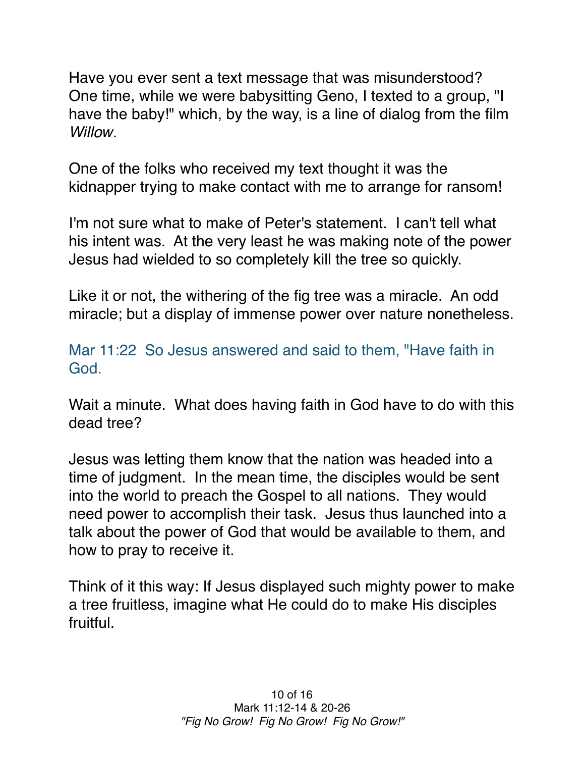Have you ever sent a text message that was misunderstood? One time, while we were babysitting Geno, I texted to a group, "I have the baby!" which, by the way, is a line of dialog from the film *Willow*.

One of the folks who received my text thought it was the kidnapper trying to make contact with me to arrange for ransom!

I'm not sure what to make of Peter's statement. I can't tell what his intent was. At the very least he was making note of the power Jesus had wielded to so completely kill the tree so quickly.

Like it or not, the withering of the fig tree was a miracle. An odd miracle; but a display of immense power over nature nonetheless.

Mar 11:22 So Jesus answered and said to them, "Have faith in God.

Wait a minute. What does having faith in God have to do with this dead tree?

Jesus was letting them know that the nation was headed into a time of judgment. In the mean time, the disciples would be sent into the world to preach the Gospel to all nations. They would need power to accomplish their task. Jesus thus launched into a talk about the power of God that would be available to them, and how to pray to receive it.

Think of it this way: If Jesus displayed such mighty power to make a tree fruitless, imagine what He could do to make His disciples fruitful.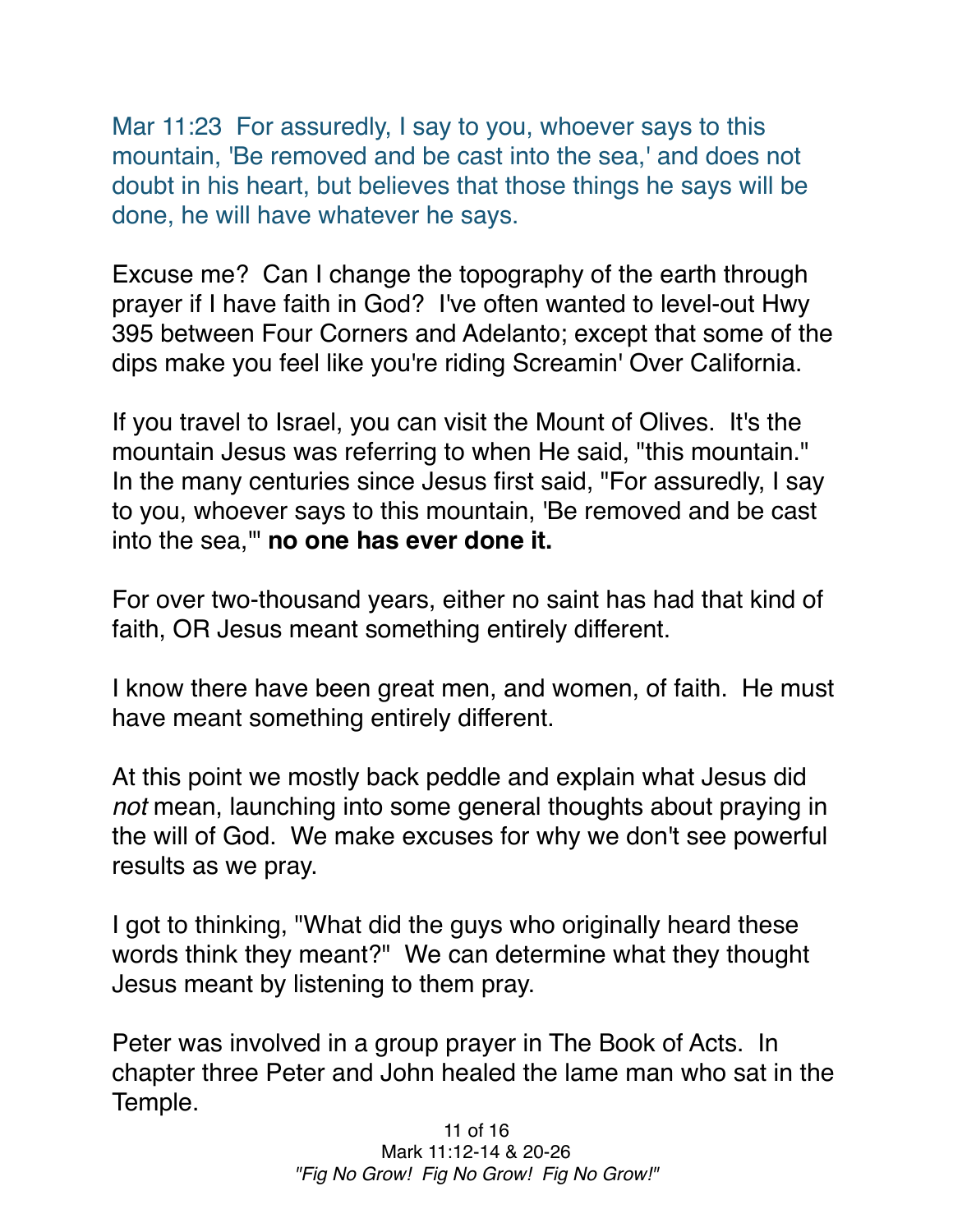Mar 11:23  For assuredly, I say to you, whoever says to this mountain, 'Be removed and be cast into the sea,' and does not doubt in his heart, but believes that those things he says will be done, he will have whatever he says.

Excuse me?  Can I change the topography of the earth through prayer if I have faith in God?  I've often wanted to level-out Hwy 395 between Four Corners and Adelanto; except that some of the dips make you feel like you're riding Screamin' Over California.

If you travel to Israel, you can visit the Mount of Olives.  It's the mountain Jesus was referring to when He said, "this mountain." In the many centuries since Jesus first said, "For assuredly, I say to you, whoever says to this mountain, 'Be removed and be cast into the sea,'" **no one has ever done it.**

For over two-thousand years, either no saint has had that kind of faith, OR Jesus meant something entirely different.

I know there have been great men, and women, of faith.  He must have meant something entirely different.

At this point we mostly back peddle and explain what Jesus did *not* mean, launching into some general thoughts about praying in the will of God.  We make excuses for why we don't see powerful results as we pray.

I got to thinking, "What did the guys who originally heard these words think they meant?"  We can determine what they thought Jesus meant by listening to them pray.

Peter was involved in a group prayer in The Book of Acts.  In chapter three Peter and John healed the lame man who sat in the Temple.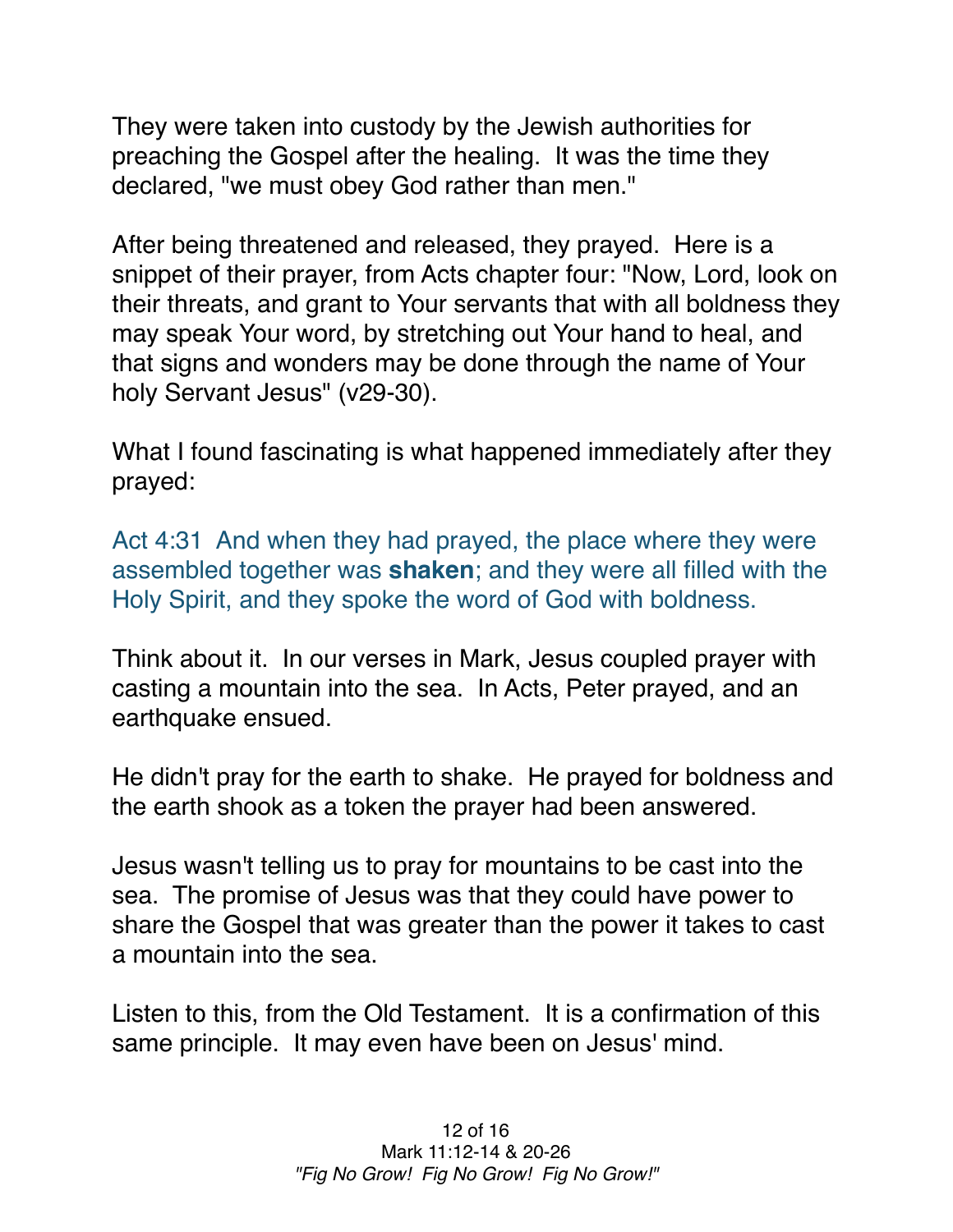They were taken into custody by the Jewish authorities for preaching the Gospel after the healing. It was the time they declared, "we must obey God rather than men."

After being threatened and released, they prayed. Here is a snippet of their prayer, from Acts chapter four: "Now, Lord, look on their threats, and grant to Your servants that with all boldness they may speak Your word, by stretching out Your hand to heal, and that signs and wonders may be done through the name of Your holy Servant Jesus" (v29-30).

What I found fascinating is what happened immediately after they prayed:

Act 4:31 And when they had prayed, the place where they were assembled together was **shaken**; and they were all filled with the Holy Spirit, and they spoke the word of God with boldness.

Think about it. In our verses in Mark, Jesus coupled prayer with casting a mountain into the sea. In Acts, Peter prayed, and an earthquake ensued.

He didn't pray for the earth to shake. He prayed for boldness and the earth shook as a token the prayer had been answered.

Jesus wasn't telling us to pray for mountains to be cast into the sea. The promise of Jesus was that they could have power to share the Gospel that was greater than the power it takes to cast a mountain into the sea.

Listen to this, from the Old Testament. It is a confirmation of this same principle. It may even have been on Jesus' mind.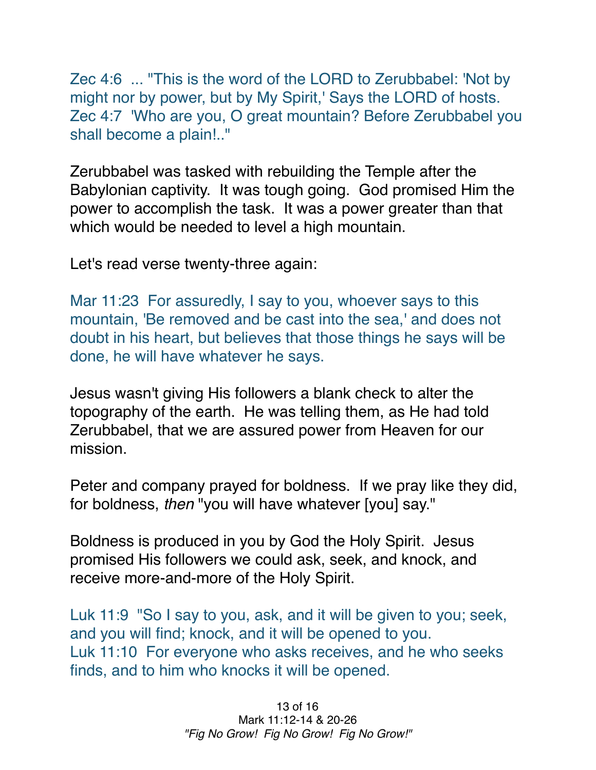Zec 4:6 ... "This is the word of the LORD to Zerubbabel: 'Not by might nor by power, but by My Spirit,' Says the LORD of hosts.
Zec 4:7 'Who are you, O great mountain? Before Zerubbabel you shall become a plain!.."

Zerubbabel was tasked with rebuilding the Temple after the Babylonian captivity. It was tough going. God promised Him the power to accomplish the task. It was a power greater than that which would be needed to level a high mountain.

Let's read verse twenty-three again:

Mar 11:23 For assuredly, I say to you, whoever says to this mountain, 'Be removed and be cast into the sea,' and does not doubt in his heart, but believes that those things he says will be done, he will have whatever he says.

Jesus wasn't giving His followers a blank check to alter the topography of the earth. He was telling them, as He had told Zerubbabel, that we are assured power from Heaven for our mission.

Peter and company prayed for boldness. If we pray like they did, for boldness, *then* "you will have whatever [you] say."

Boldness is produced in you by God the Holy Spirit. Jesus promised His followers we could ask, seek, and knock, and receive more-and-more of the Holy Spirit.

Luk 11:9 "So I say to you, ask, and it will be given to you; seek, and you will find; knock, and it will be opened to you.
Luk 11:10 For everyone who asks receives, and he who seeks finds, and to him who knocks it will be opened.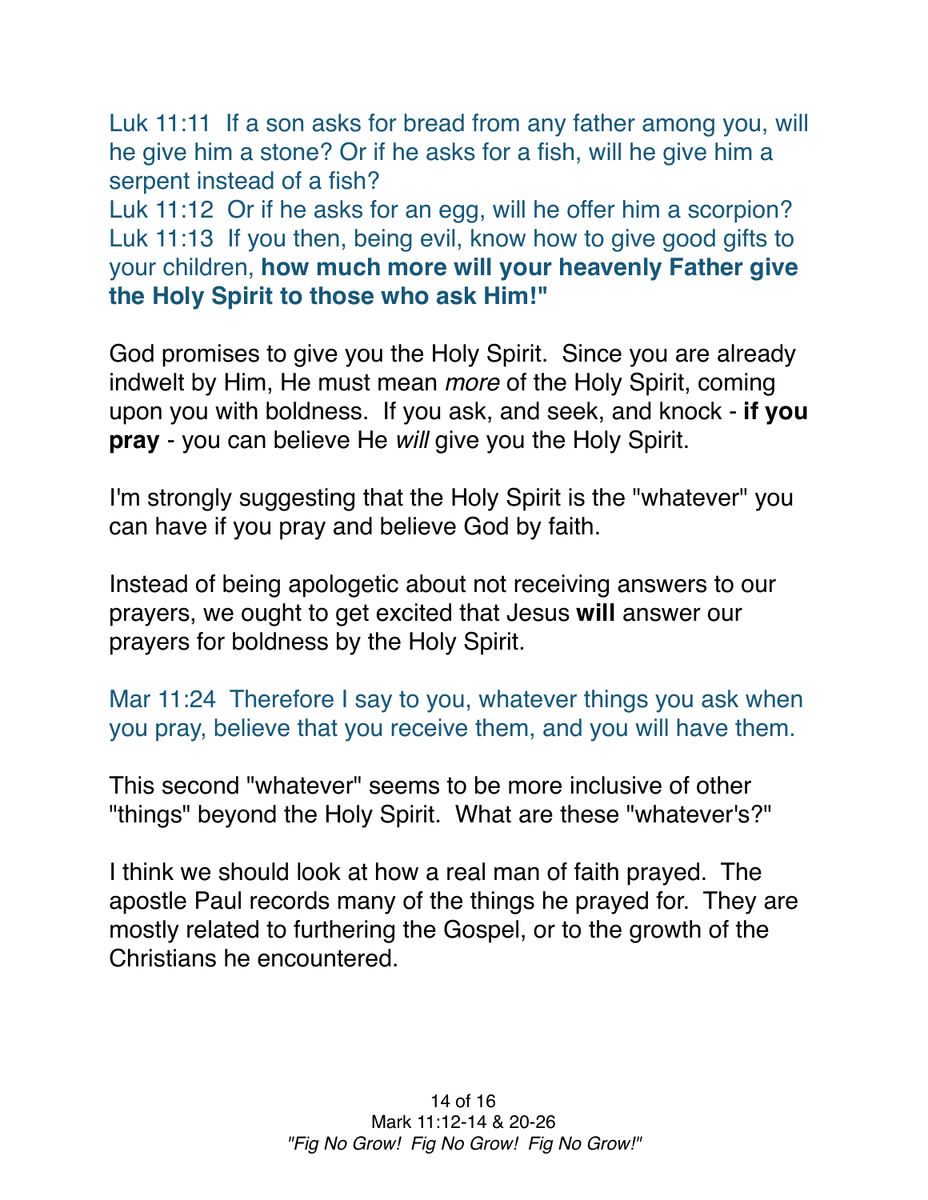Luk 11:11  If a son asks for bread from any father among you, will he give him a stone? Or if he asks for a fish, will he give him a serpent instead of a fish?
Luk 11:12  Or if he asks for an egg, will he offer him a scorpion?
Luk 11:13  If you then, being evil, know how to give good gifts to your children, **how much more will your heavenly Father give the Holy Spirit to those who ask Him!"**

God promises to give you the Holy Spirit.  Since you are already indwelt by Him, He must mean *more* of the Holy Spirit, coming upon you with boldness.  If you ask, and seek, and knock - **if you pray** - you can believe He *will* give you the Holy Spirit.

I'm strongly suggesting that the Holy Spirit is the "whatever" you can have if you pray and believe God by faith.

Instead of being apologetic about not receiving answers to our prayers, we ought to get excited that Jesus **will** answer our prayers for boldness by the Holy Spirit.

Mar 11:24  Therefore I say to you, whatever things you ask when you pray, believe that you receive them, and you will have them.

This second "whatever" seems to be more inclusive of other "things" beyond the Holy Spirit.  What are these "whatever's?"

I think we should look at how a real man of faith prayed.  The apostle Paul records many of the things he prayed for.  They are mostly related to furthering the Gospel, or to the growth of the Christians he encountered.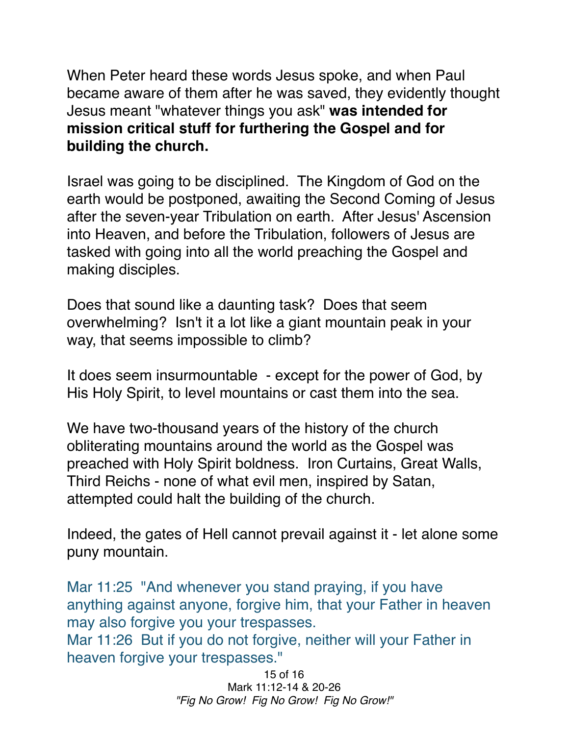When Peter heard these words Jesus spoke, and when Paul became aware of them after he was saved, they evidently thought Jesus meant "whatever things you ask" **was intended for mission critical stuff for furthering the Gospel and for building the church.**

Israel was going to be disciplined. The Kingdom of God on the earth would be postponed, awaiting the Second Coming of Jesus after the seven-year Tribulation on earth. After Jesus' Ascension into Heaven, and before the Tribulation, followers of Jesus are tasked with going into all the world preaching the Gospel and making disciples.

Does that sound like a daunting task? Does that seem overwhelming? Isn't it a lot like a giant mountain peak in your way, that seems impossible to climb?

It does seem insurmountable - except for the power of God, by His Holy Spirit, to level mountains or cast them into the sea.

We have two-thousand years of the history of the church obliterating mountains around the world as the Gospel was preached with Holy Spirit boldness. Iron Curtains, Great Walls, Third Reichs - none of what evil men, inspired by Satan, attempted could halt the building of the church.

Indeed, the gates of Hell cannot prevail against it - let alone some puny mountain.

Mar 11:25 "And whenever you stand praying, if you have anything against anyone, forgive him, that your Father in heaven may also forgive you your trespasses.
Mar 11:26 But if you do not forgive, neither will your Father in heaven forgive your trespasses."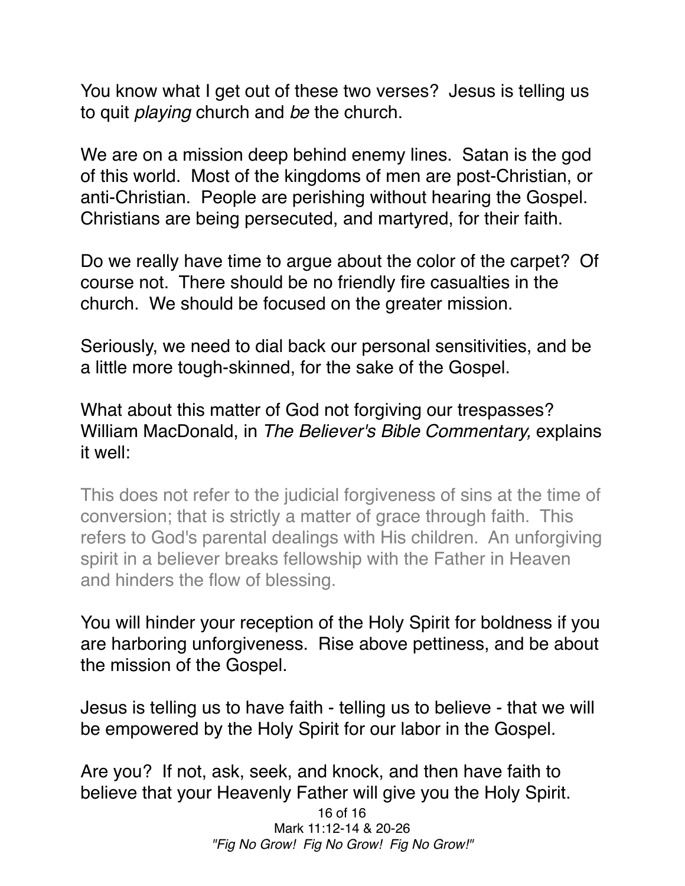You know what I get out of these two verses? Jesus is telling us to quit *playing* church and *be* the church.

We are on a mission deep behind enemy lines. Satan is the god of this world. Most of the kingdoms of men are post-Christian, or anti-Christian. People are perishing without hearing the Gospel. Christians are being persecuted, and martyred, for their faith.

Do we really have time to argue about the color of the carpet? Of course not. There should be no friendly fire casualties in the church. We should be focused on the greater mission.

Seriously, we need to dial back our personal sensitivities, and be a little more tough-skinned, for the sake of the Gospel.

What about this matter of God not forgiving our trespasses? William MacDonald, in *The Believer's Bible Commentary,* explains it well:

> This does not refer to the judicial forgiveness of sins at the time of conversion; that is strictly a matter of grace through faith. This refers to God's parental dealings with His children. An unforgiving spirit in a believer breaks fellowship with the Father in Heaven and hinders the flow of blessing.

You will hinder your reception of the Holy Spirit for boldness if you are harboring unforgiveness. Rise above pettiness, and be about the mission of the Gospel.

Jesus is telling us to have faith - telling us to believe - that we will be empowered by the Holy Spirit for our labor in the Gospel.

Are you? If not, ask, seek, and knock, and then have faith to believe that your Heavenly Father will give you the Holy Spirit.